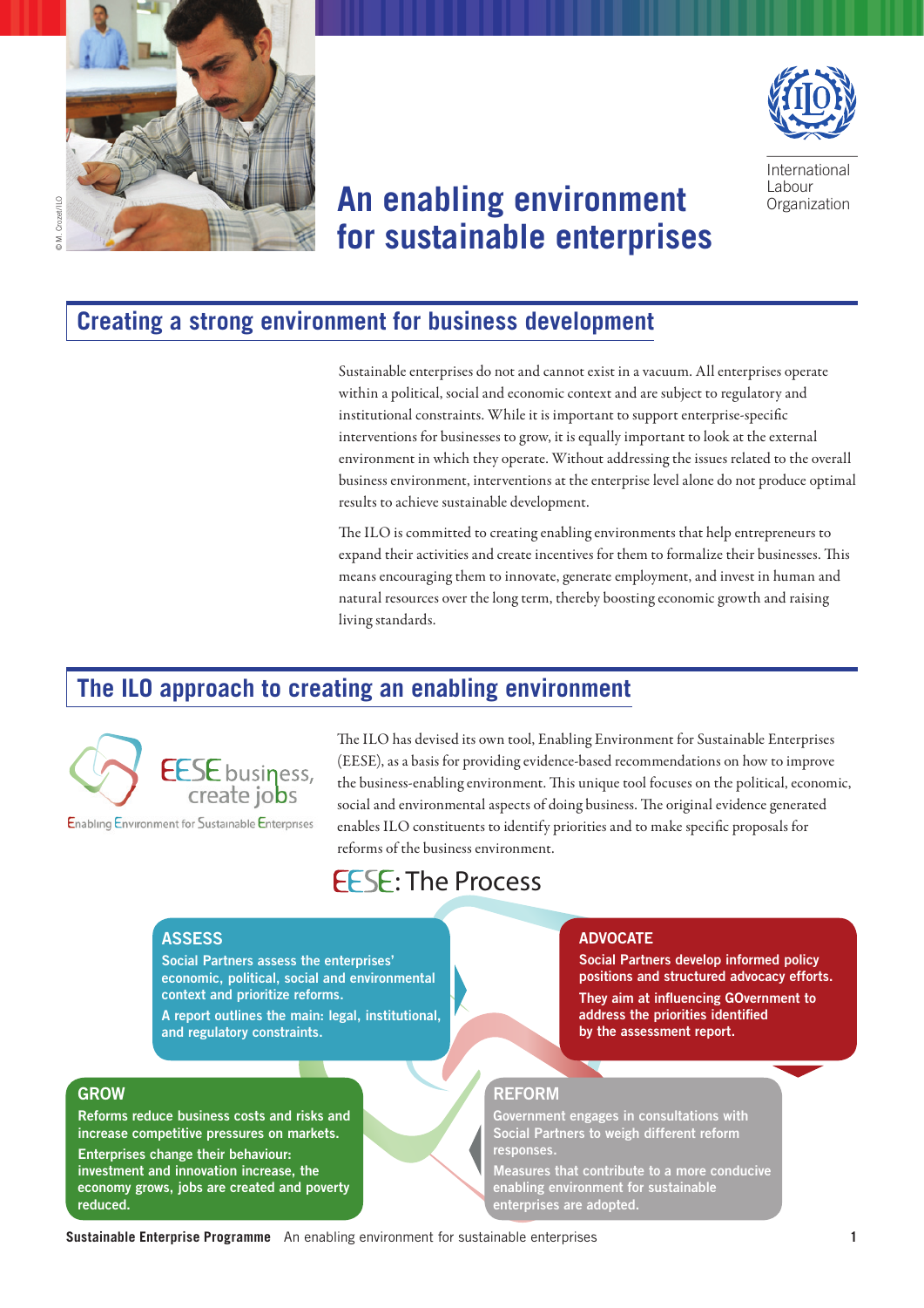# An enabling environment for sustainable enterprises

## Creating a strong environment for business development

Sustainable enterprises do not and cannot exist in a vacuum. All enterprises operate within a political, social and economic context and are subject to regulatory and institutional constraints. While it is important to support enterprise-specific interventions for businesses to grow, it is equally important to look at the external environment in which they operate. Without addressing the issues related to the overall business environment, interventions at the enterprise level alone do not produce optimal results to achieve sustainable development.

The ILO is committed to creating enabling environments that help entrepreneurs to expand their activities and create incentives for them to formalize their businesses. This means encouraging them to innovate, generate employment, and invest in human and natural resources over the long term, thereby boosting economic growth and raising living standards.

## The ILO approach to creating an enabling environment

EESE business, create jobs

Enabling Environment for Sustainable Enterprises

The ILO has devised its own tool, Enabling Environment for Sustainable Enterprises (EESE), as a basis for providing evidence-based recommendations on how to improve the business-enabling environment. This unique tool focuses on the political, economic, social and environmental aspects of doing business. The original evidence generated enables ILO constituents to identify priorities and to make specific proposals for reforms of the business environment.

### EESE: The Process

**ASSESS**

Social Partners assess the enterprises' economic, political, social and environmental context and prioritize reforms.

A report outlines the main: legal, institutional, and regulatory constraints.

**ADVOCATE**

Social Partners develop informed policy positions and structured advocacy efforts.

They aim at influencing GOvernment to address the priorities identified by the assessment report.

**REFORM**

Government engages in consultations with Social Partners to weigh different reform responses.

Measures that contribute to a more conducive enabling environment for sustainable enterprises are adopted.

**GROW**

Reforms reduce business costs and risks and increase competitive pressures on markets.

Enterprises change their behaviour: investment and innovation increase, the economy grows, jobs are created and poverty reduced.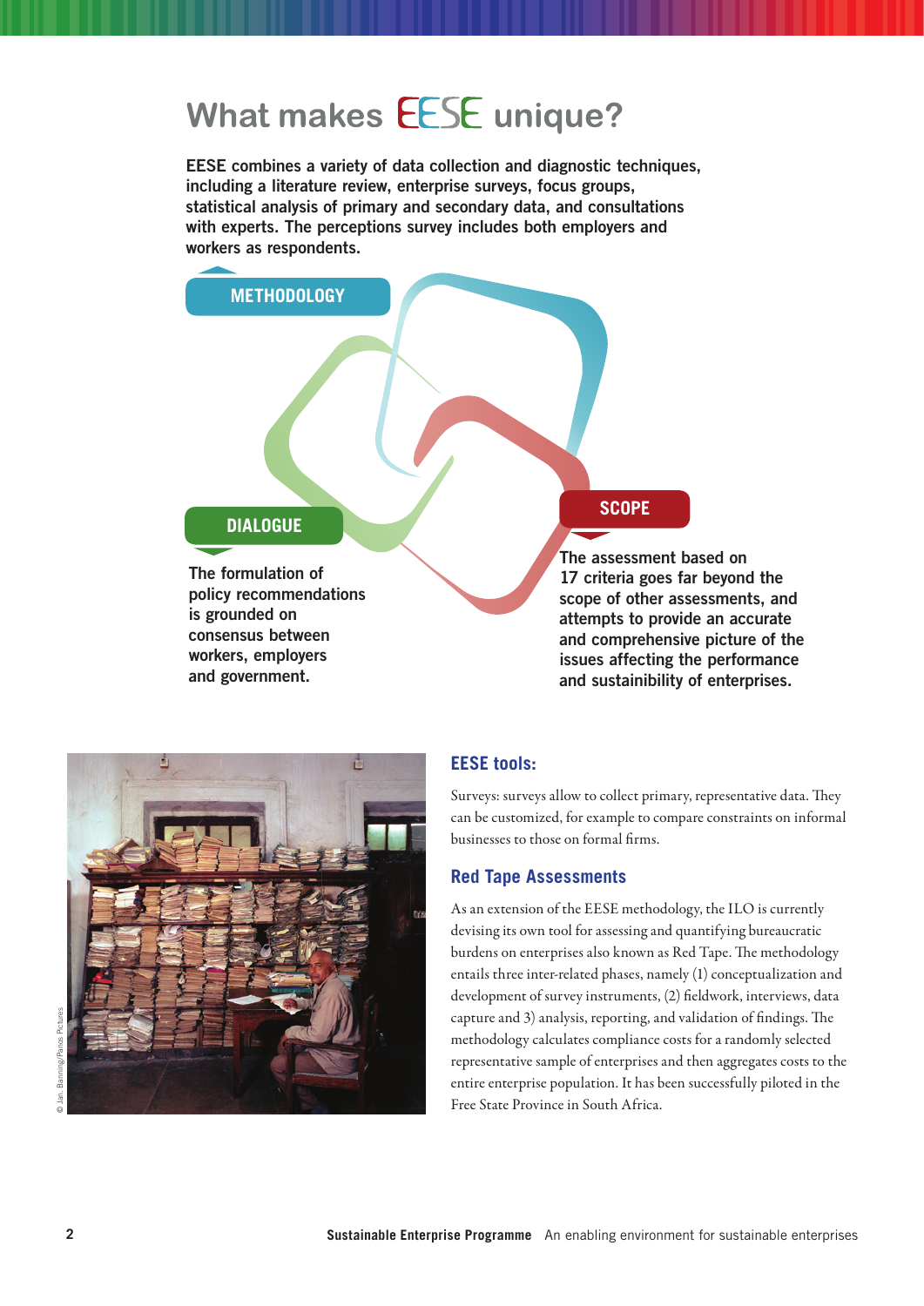# What makes EESE unique?

**EESE combines a variety of data collection and diagnostic techniques, including a literature review, enterprise surveys, focus groups, statistical analysis of primary and secondary data, and consultations with experts. The perceptions survey includes both employers and workers as respondents.**

**METHODOLOGY**

**DIALOGUE**

**The formulation of policy recommendations is grounded on consensus between workers, employers and government.**

**SCOPE**

**The assessment based on 17 criteria goes far beyond the scope of other assessments, and attempts to provide an accurate and comprehensive picture of the issues affecting the performance and sustainibility of enterprises.**

© Jan. Banning/Panos Pictures

## EESE tools:

Surveys: surveys allow to collect primary, representative data. They can be customized, for example to compare constraints on informal businesses to those on formal firms.

## Red Tape Assessments

As an extension of the EESE methodology, the ILO is currently devising its own tool for assessing and quantifying bureaucratic burdens on enterprises also known as Red Tape. The methodology entails three inter-related phases, namely (1) conceptualization and development of survey instruments, (2) fieldwork, interviews, data capture and 3) analysis, reporting, and validation of findings. The methodology calculates compliance costs for a randomly selected representative sample of enterprises and then aggregates costs to the entire enterprise population. It has been successfully piloted in the Free State Province in South Africa.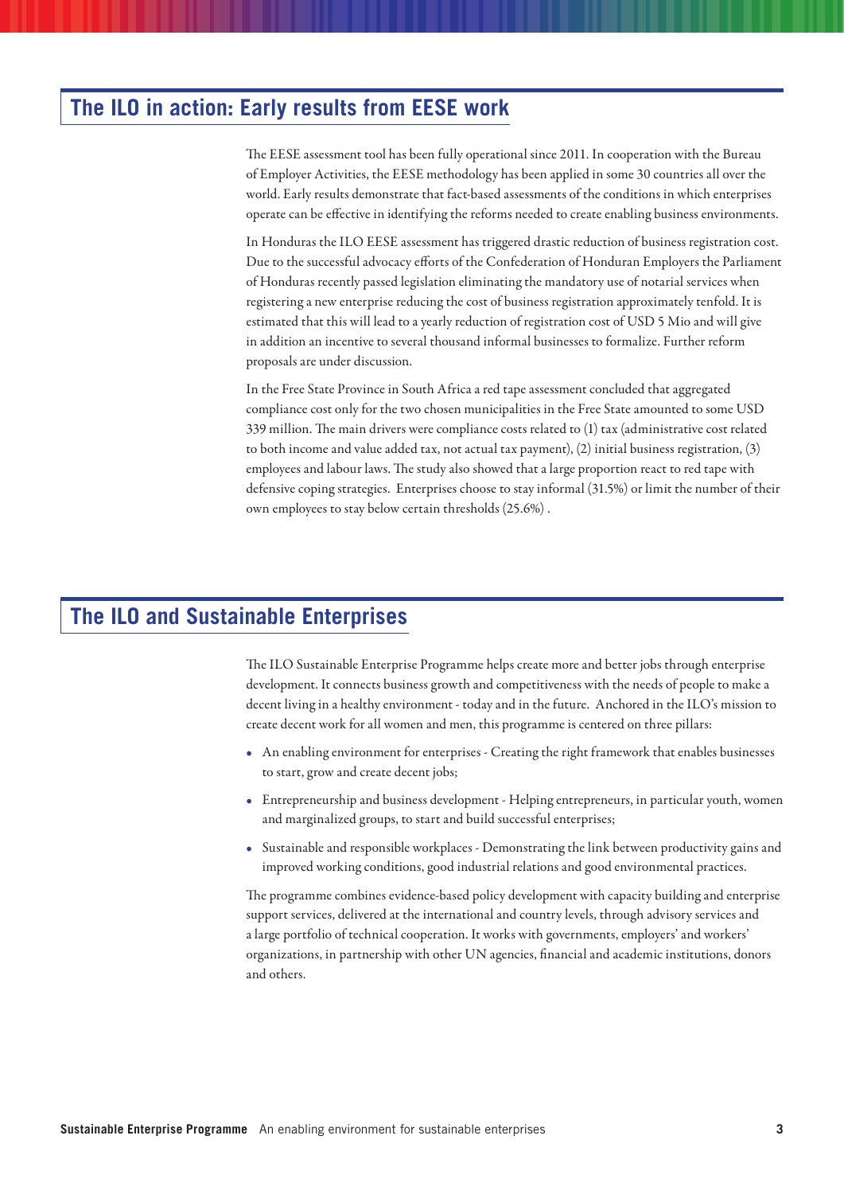## The ILO in action: Early results from EESE work

The EESE assessment tool has been fully operational since 2011. In cooperation with the Bureau of Employer Activities, the EESE methodology has been applied in some 30 countries all over the world. Early results demonstrate that fact-based assessments of the conditions in which enterprises operate can be effective in identifying the reforms needed to create enabling business environments.

In Honduras the ILO EESE assessment has triggered drastic reduction of business registration cost. Due to the successful advocacy efforts of the Confederation of Honduran Employers the Parliament of Honduras recently passed legislation eliminating the mandatory use of notarial services when registering a new enterprise reducing the cost of business registration approximately tenfold. It is estimated that this will lead to a yearly reduction of registration cost of USD 5 Mio and will give in addition an incentive to several thousand informal businesses to formalize. Further reform proposals are under discussion.

In the Free State Province in South Africa a red tape assessment concluded that aggregated compliance cost only for the two chosen municipalities in the Free State amounted to some USD 339 million. The main drivers were compliance costs related to (1) tax (administrative cost related to both income and value added tax, not actual tax payment), (2) initial business registration, (3) employees and labour laws. The study also showed that a large proportion react to red tape with defensive coping strategies. Enterprises choose to stay informal (31.5%) or limit the number of their own employees to stay below certain thresholds (25.6%) .

## The ILO and Sustainable Enterprises

The ILO Sustainable Enterprise Programme helps create more and better jobs through enterprise development. It connects business growth and competitiveness with the needs of people to make a decent living in a healthy environment - today and in the future. Anchored in the ILO's mission to create decent work for all women and men, this programme is centered on three pillars:

- An enabling environment for enterprises - Creating the right framework that enables businesses to start, grow and create decent jobs;
- Entrepreneurship and business development - Helping entrepreneurs, in particular youth, women and marginalized groups, to start and build successful enterprises;
- Sustainable and responsible workplaces - Demonstrating the link between productivity gains and improved working conditions, good industrial relations and good environmental practices.

The programme combines evidence-based policy development with capacity building and enterprise support services, delivered at the international and country levels, through advisory services and a large portfolio of technical cooperation. It works with governments, employers' and workers' organizations, in partnership with other UN agencies, financial and academic institutions, donors and others.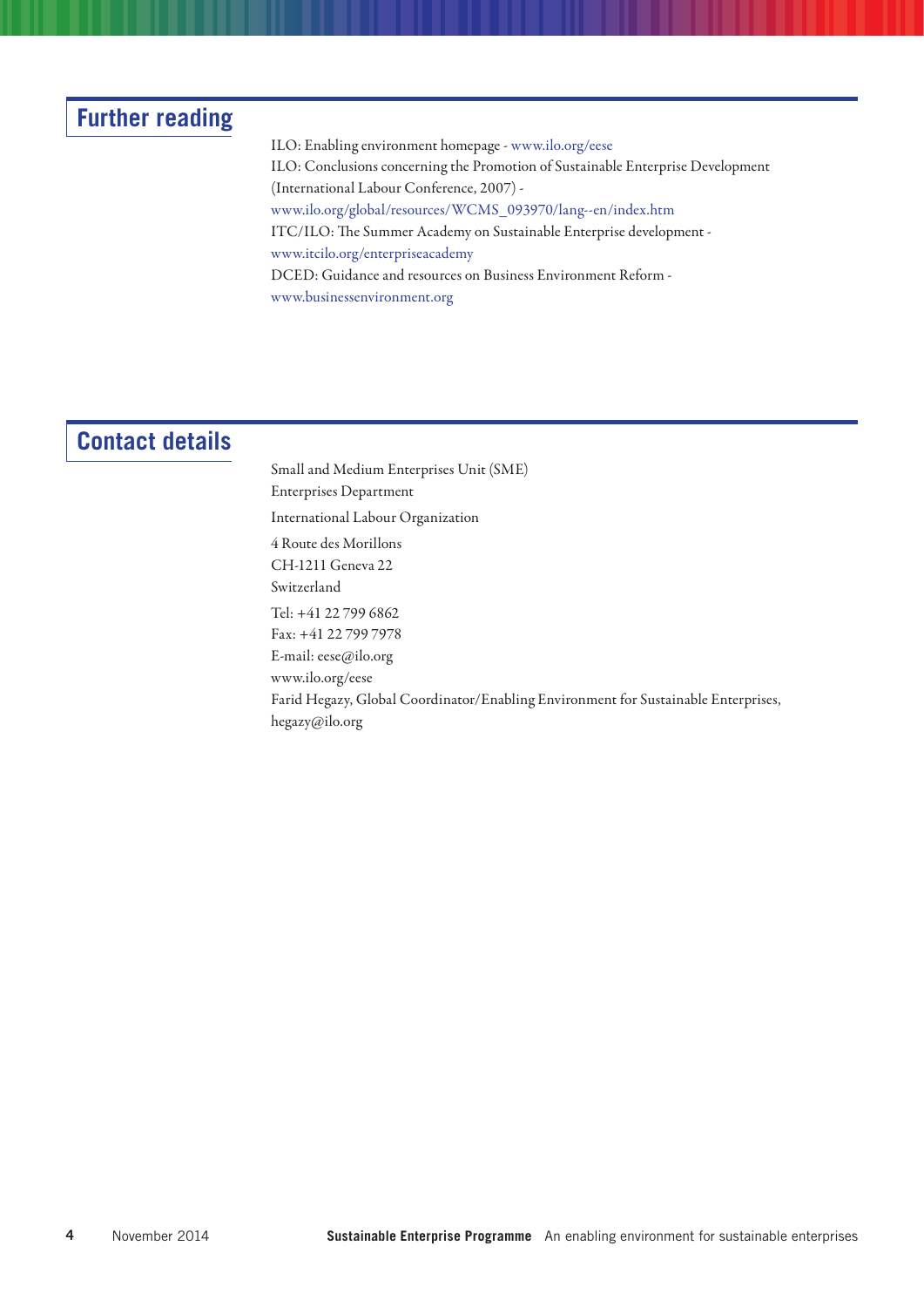## Further reading

ILO: Enabling environment homepage - www.ilo.org/eese
ILO: Conclusions concerning the Promotion of Sustainable Enterprise Development (International Labour Conference, 2007) - www.ilo.org/global/resources/WCMS_093970/lang--en/index.htm
ITC/ILO: The Summer Academy on Sustainable Enterprise development - www.itcilo.org/enterpriseacademy
DCED: Guidance and resources on Business Environment Reform - www.businessenvironment.org

## Contact details

Small and Medium Enterprises Unit (SME)
Enterprises Department

International Labour Organization

4 Route des Morillons
CH-1211 Geneva 22
Switzerland

Tel: +41 22 799 6862
Fax: +41 22 799 7978
E-mail: eese@ilo.org
www.ilo.org/eese
Farid Hegazy, Global Coordinator/Enabling Environment for Sustainable Enterprises, hegazy@ilo.org